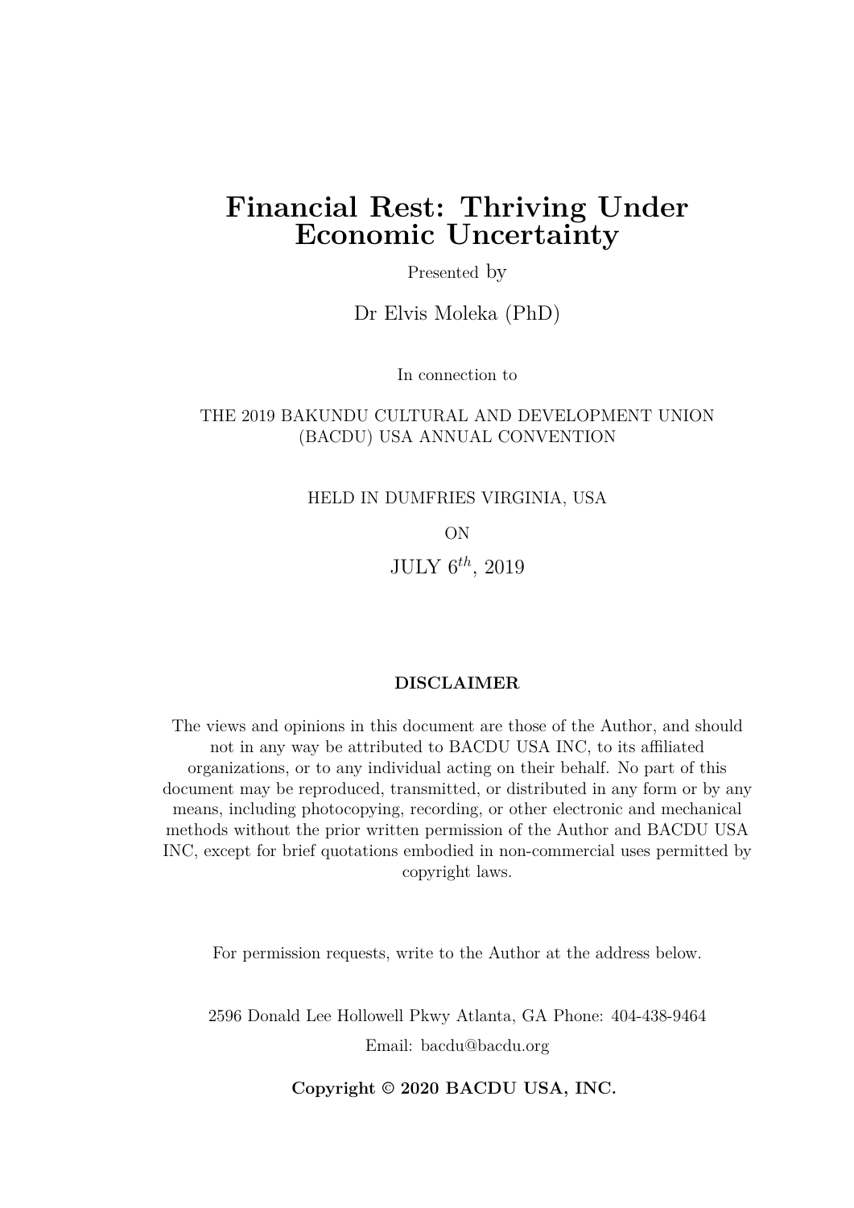# Financial Rest: Thriving Under Economic Uncertainty

Presented by

Dr Elvis Moleka (PhD)

In connection to

THE 2019 BAKUNDU CULTURAL AND DEVELOPMENT UNION (BACDU) USA ANNUAL CONVENTION

HELD IN DUMFRIES VIRGINIA, USA

ON

JULY $6^{th}$, 2019

**DISCLAIMER**

The views and opinions in this document are those of the Author, and should not in any way be attributed to BACDU USA INC, to its affiliated organizations, or to any individual acting on their behalf. No part of this document may be reproduced, transmitted, or distributed in any form or by any means, including photocopying, recording, or other electronic and mechanical methods without the prior written permission of the Author and BACDU USA INC, except for brief quotations embodied in non-commercial uses permitted by copyright laws.

For permission requests, write to the Author at the address below.

2596 Donald Lee Hollowell Pkwy Atlanta, GA Phone: 404-438-9464

Email: bacdu@bacdu.org

**Copyright © 2020 BACDU USA, INC.**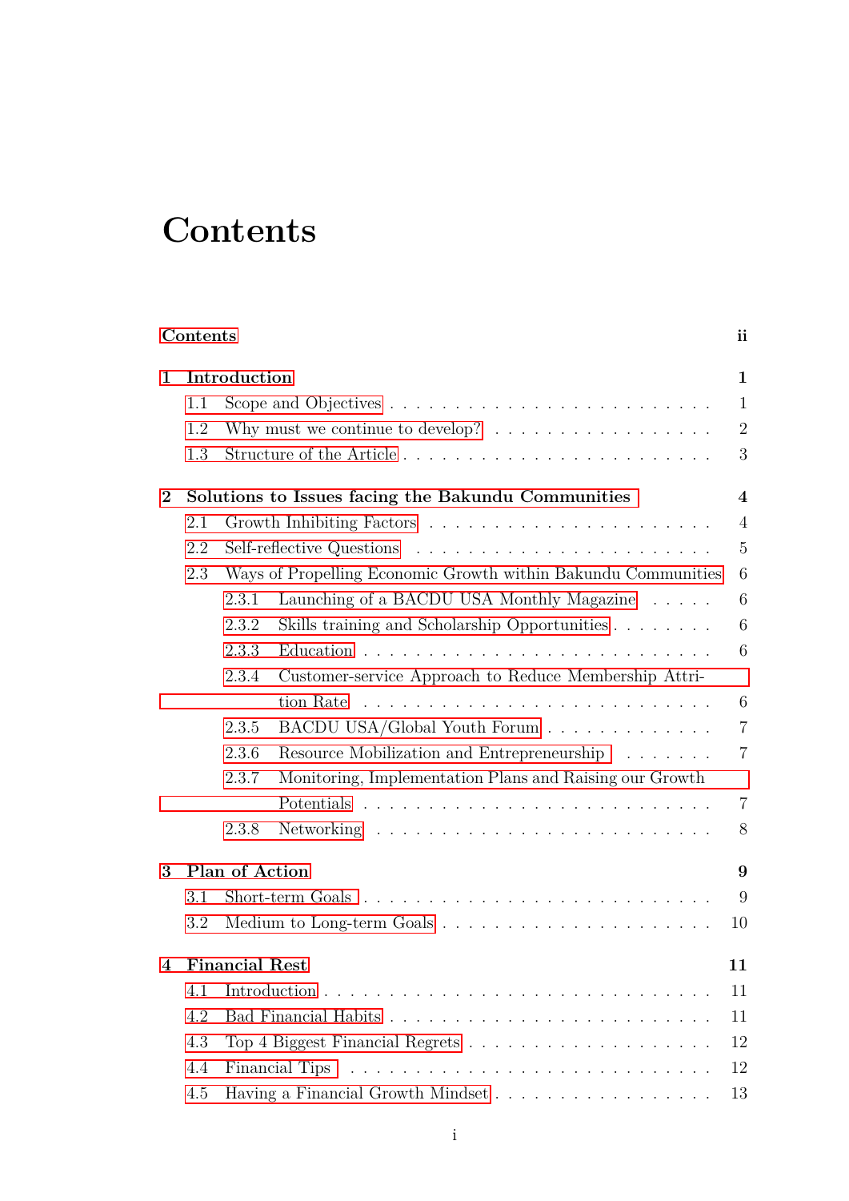# Contents

**Contents** **ii**

**1 Introduction** **1**

- 1.1 Scope and Objectives . . . 1
- 1.2 Why must we continue to develop? . . . 2
- 1.3 Structure of the Article . . . 3

**2 Solutions to Issues facing the Bakundu Communities** **4**

- 2.1 Growth Inhibiting Factors . . . 4
- 2.2 Self-reflective Questions . . . 5
- 2.3 Ways of Propelling Economic Growth within Bakundu Communities 6
  - 2.3.1 Launching of a BACDU USA Monthly Magazine . . . 6
  - 2.3.2 Skills training and Scholarship Opportunities . . . 6
  - 2.3.3 Education . . . 6
  - 2.3.4 Customer-service Approach to Reduce Membership Attrition Rate . . . 6
  - 2.3.5 BACDU USA/Global Youth Forum . . . 7
  - 2.3.6 Resource Mobilization and Entrepreneurship . . . 7
  - 2.3.7 Monitoring, Implementation Plans and Raising our Growth Potentials . . . 7
  - 2.3.8 Networking . . . 8

**3 Plan of Action** **9**

- 3.1 Short-term Goals . . . 9
- 3.2 Medium to Long-term Goals . . . 10

**4 Financial Rest** **11**

- 4.1 Introduction . . . 11
- 4.2 Bad Financial Habits . . . 11
- 4.3 Top 4 Biggest Financial Regrets . . . 12
- 4.4 Financial Tips . . . 12
- 4.5 Having a Financial Growth Mindset . . . 13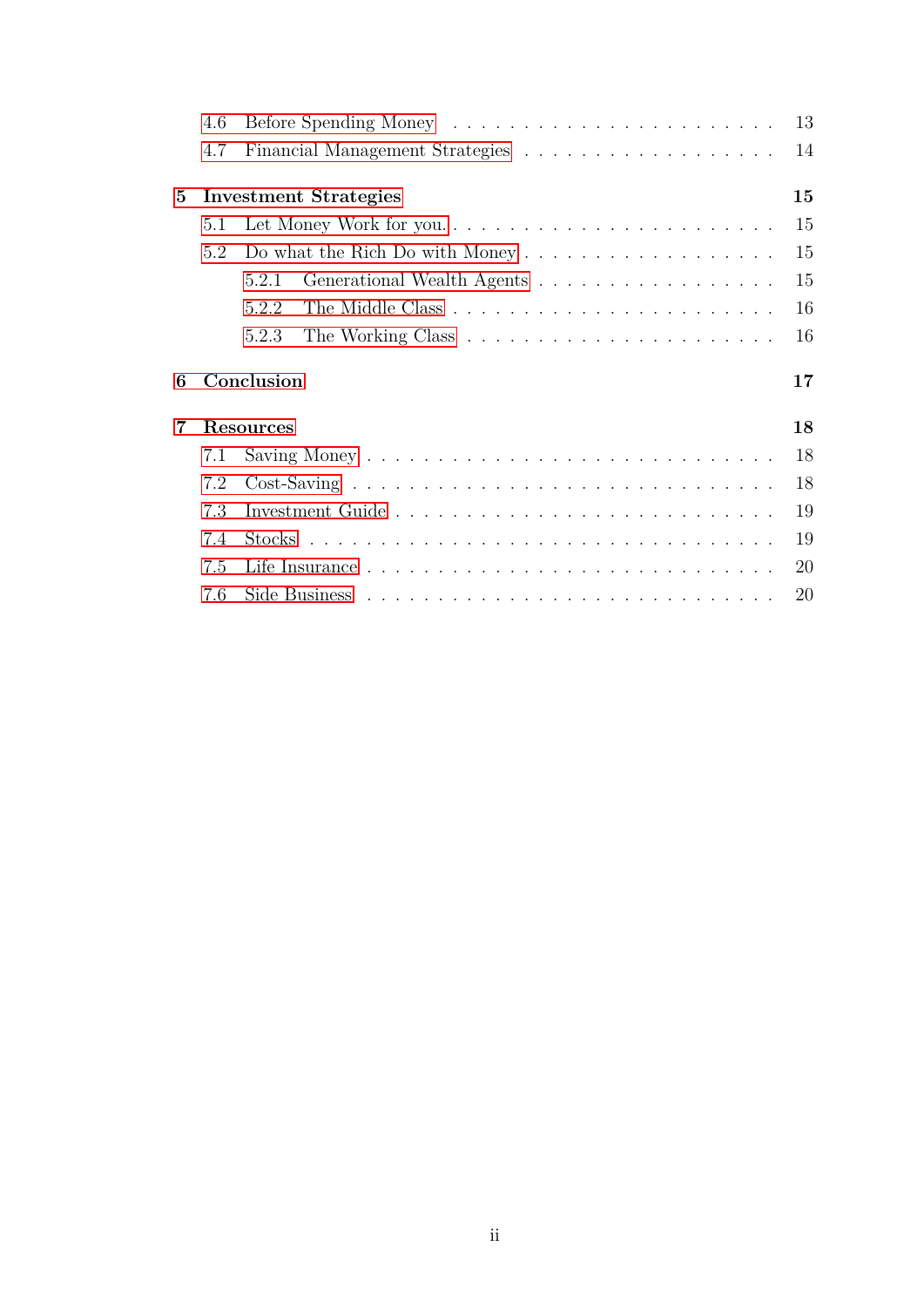- 4.6 Before Spending Money . . . . . 13
- 4.7 Financial Management Strategies . . . . . 14

**5 Investment Strategies** **15**

- 5.1 Let Money Work for you. . . . . . 15
- 5.2 Do what the Rich Do with Money . . . . . 15
  - 5.2.1 Generational Wealth Agents . . . . . 15
  - 5.2.2 The Middle Class . . . . . 16
  - 5.2.3 The Working Class . . . . . 16

**6 Conclusion** **17**

**7 Resources** **18**

- 7.1 Saving Money . . . . . 18
- 7.2 Cost-Saving . . . . . 18
- 7.3 Investment Guide . . . . . 19
- 7.4 Stocks . . . . . 19
- 7.5 Life Insurance . . . . . 20
- 7.6 Side Business . . . . . 20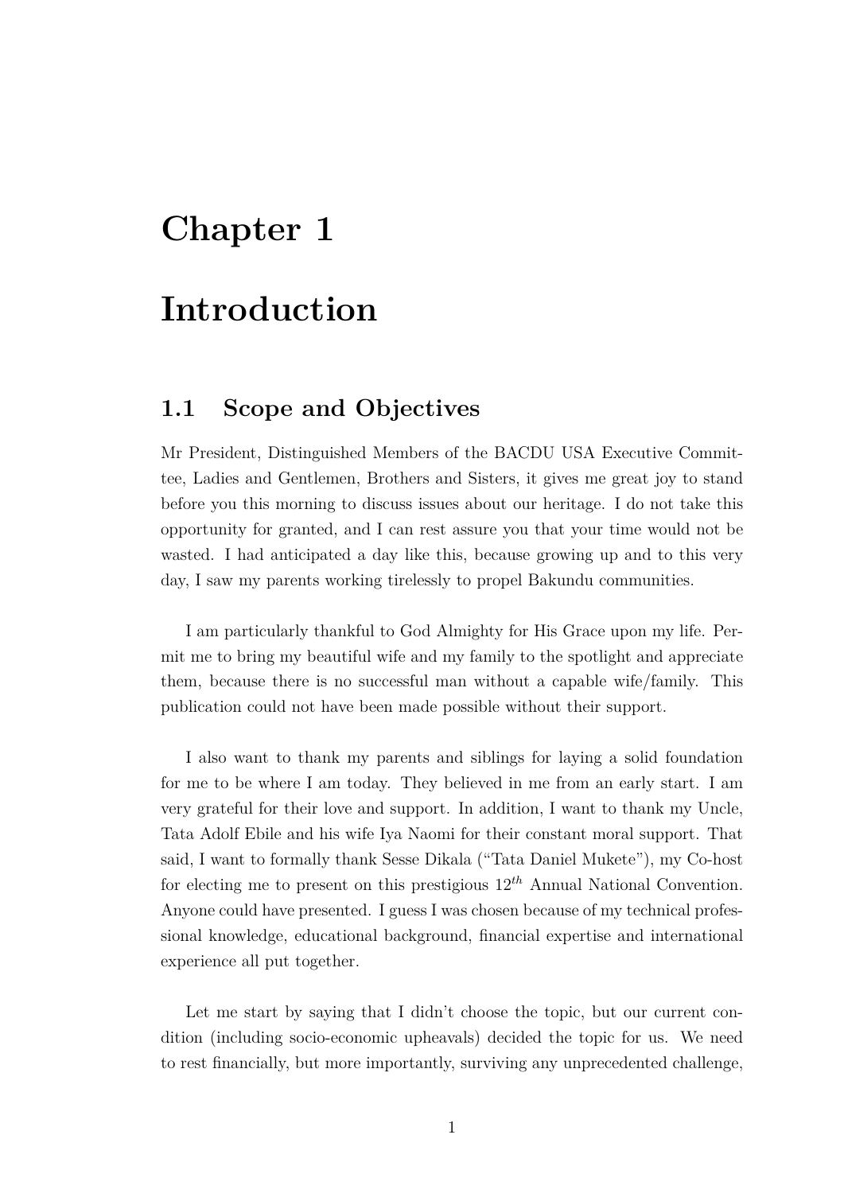# Chapter 1

# Introduction

## 1.1 Scope and Objectives

Mr President, Distinguished Members of the BACDU USA Executive Committee, Ladies and Gentlemen, Brothers and Sisters, it gives me great joy to stand before you this morning to discuss issues about our heritage. I do not take this opportunity for granted, and I can rest assure you that your time would not be wasted. I had anticipated a day like this, because growing up and to this very day, I saw my parents working tirelessly to propel Bakundu communities.

I am particularly thankful to God Almighty for His Grace upon my life. Permit me to bring my beautiful wife and my family to the spotlight and appreciate them, because there is no successful man without a capable wife/family. This publication could not have been made possible without their support.

I also want to thank my parents and siblings for laying a solid foundation for me to be where I am today. They believed in me from an early start. I am very grateful for their love and support. In addition, I want to thank my Uncle, Tata Adolf Ebile and his wife Iya Naomi for their constant moral support. That said, I want to formally thank Sesse Dikala ("Tata Daniel Mukete"), my Co-host for electing me to present on this prestigious $12^{th}$ Annual National Convention. Anyone could have presented. I guess I was chosen because of my technical professional knowledge, educational background, financial expertise and international experience all put together.

Let me start by saying that I didn't choose the topic, but our current condition (including socio-economic upheavals) decided the topic for us. We need to rest financially, but more importantly, surviving any unprecedented challenge,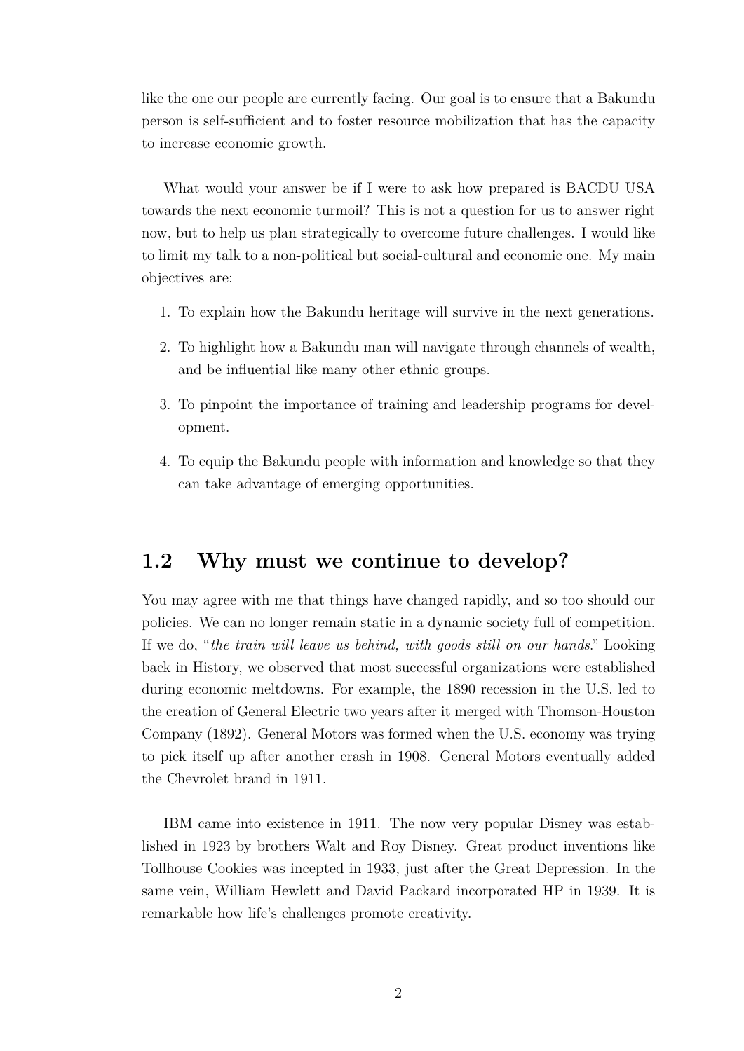like the one our people are currently facing. Our goal is to ensure that a Bakundu person is self-sufficient and to foster resource mobilization that has the capacity to increase economic growth.

What would your answer be if I were to ask how prepared is BACDU USA towards the next economic turmoil? This is not a question for us to answer right now, but to help us plan strategically to overcome future challenges. I would like to limit my talk to a non-political but social-cultural and economic one. My main objectives are:

1. To explain how the Bakundu heritage will survive in the next generations.
2. To highlight how a Bakundu man will navigate through channels of wealth, and be influential like many other ethnic groups.
3. To pinpoint the importance of training and leadership programs for development.
4. To equip the Bakundu people with information and knowledge so that they can take advantage of emerging opportunities.

## 1.2 Why must we continue to develop?

You may agree with me that things have changed rapidly, and so too should our policies. We can no longer remain static in a dynamic society full of competition. If we do, "*the train will leave us behind, with goods still on our hands*." Looking back in History, we observed that most successful organizations were established during economic meltdowns. For example, the 1890 recession in the U.S. led to the creation of General Electric two years after it merged with Thomson-Houston Company (1892). General Motors was formed when the U.S. economy was trying to pick itself up after another crash in 1908. General Motors eventually added the Chevrolet brand in 1911.

IBM came into existence in 1911. The now very popular Disney was established in 1923 by brothers Walt and Roy Disney. Great product inventions like Tollhouse Cookies was incepted in 1933, just after the Great Depression. In the same vein, William Hewlett and David Packard incorporated HP in 1939. It is remarkable how life's challenges promote creativity.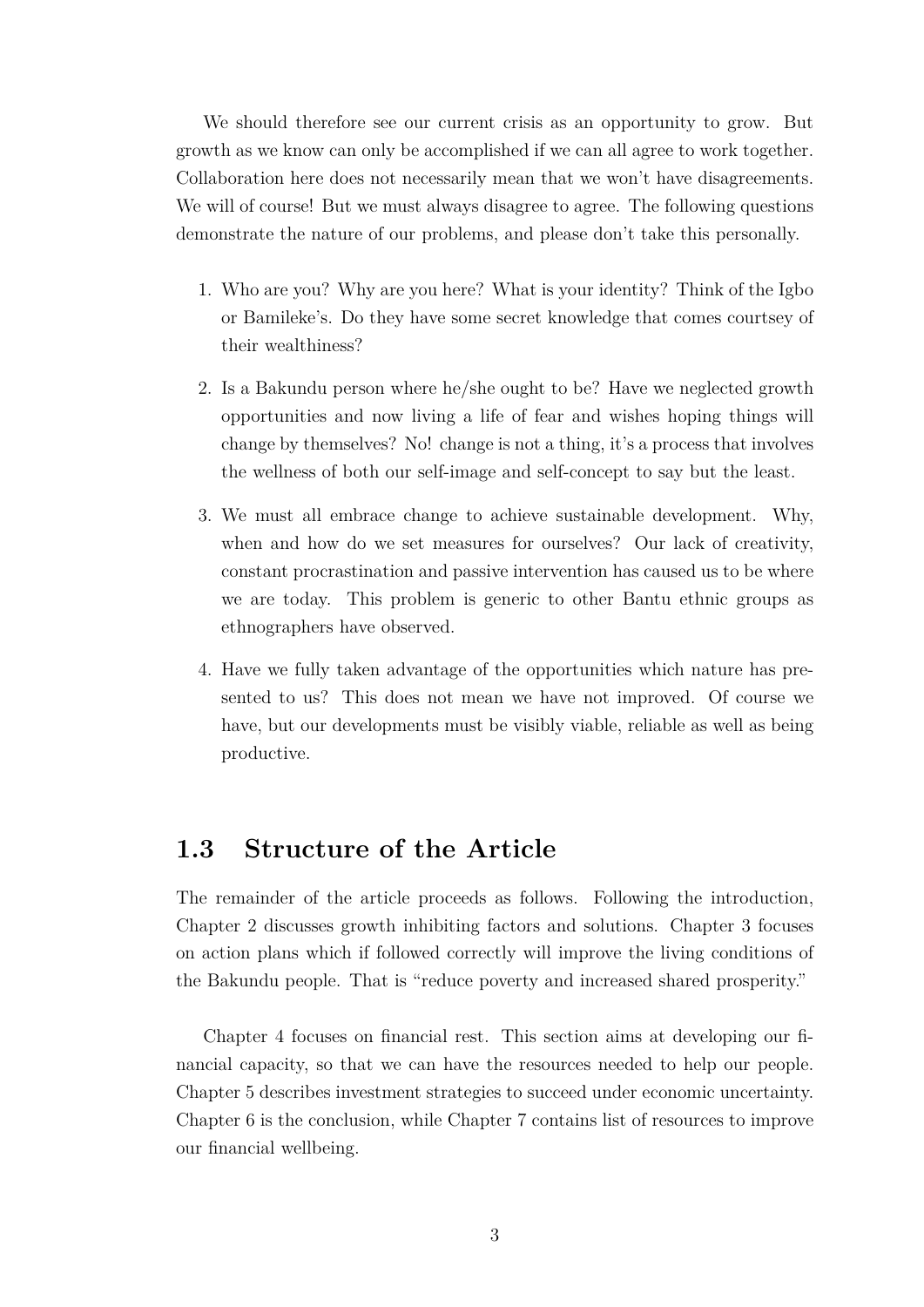We should therefore see our current crisis as an opportunity to grow. But growth as we know can only be accomplished if we can all agree to work together. Collaboration here does not necessarily mean that we won't have disagreements. We will of course! But we must always disagree to agree. The following questions demonstrate the nature of our problems, and please don't take this personally.

1. Who are you? Why are you here? What is your identity? Think of the Igbo or Bamileke's. Do they have some secret knowledge that comes courtsey of their wealthiness?

2. Is a Bakundu person where he/she ought to be? Have we neglected growth opportunities and now living a life of fear and wishes hoping things will change by themselves? No! change is not a thing, it's a process that involves the wellness of both our self-image and self-concept to say but the least.

3. We must all embrace change to achieve sustainable development. Why, when and how do we set measures for ourselves? Our lack of creativity, constant procrastination and passive intervention has caused us to be where we are today. This problem is generic to other Bantu ethnic groups as ethnographers have observed.

4. Have we fully taken advantage of the opportunities which nature has presented to us? This does not mean we have not improved. Of course we have, but our developments must be visibly viable, reliable as well as being productive.

## 1.3 Structure of the Article

The remainder of the article proceeds as follows. Following the introduction, Chapter 2 discusses growth inhibiting factors and solutions. Chapter 3 focuses on action plans which if followed correctly will improve the living conditions of the Bakundu people. That is "reduce poverty and increased shared prosperity."

Chapter 4 focuses on financial rest. This section aims at developing our financial capacity, so that we can have the resources needed to help our people. Chapter 5 describes investment strategies to succeed under economic uncertainty. Chapter 6 is the conclusion, while Chapter 7 contains list of resources to improve our financial wellbeing.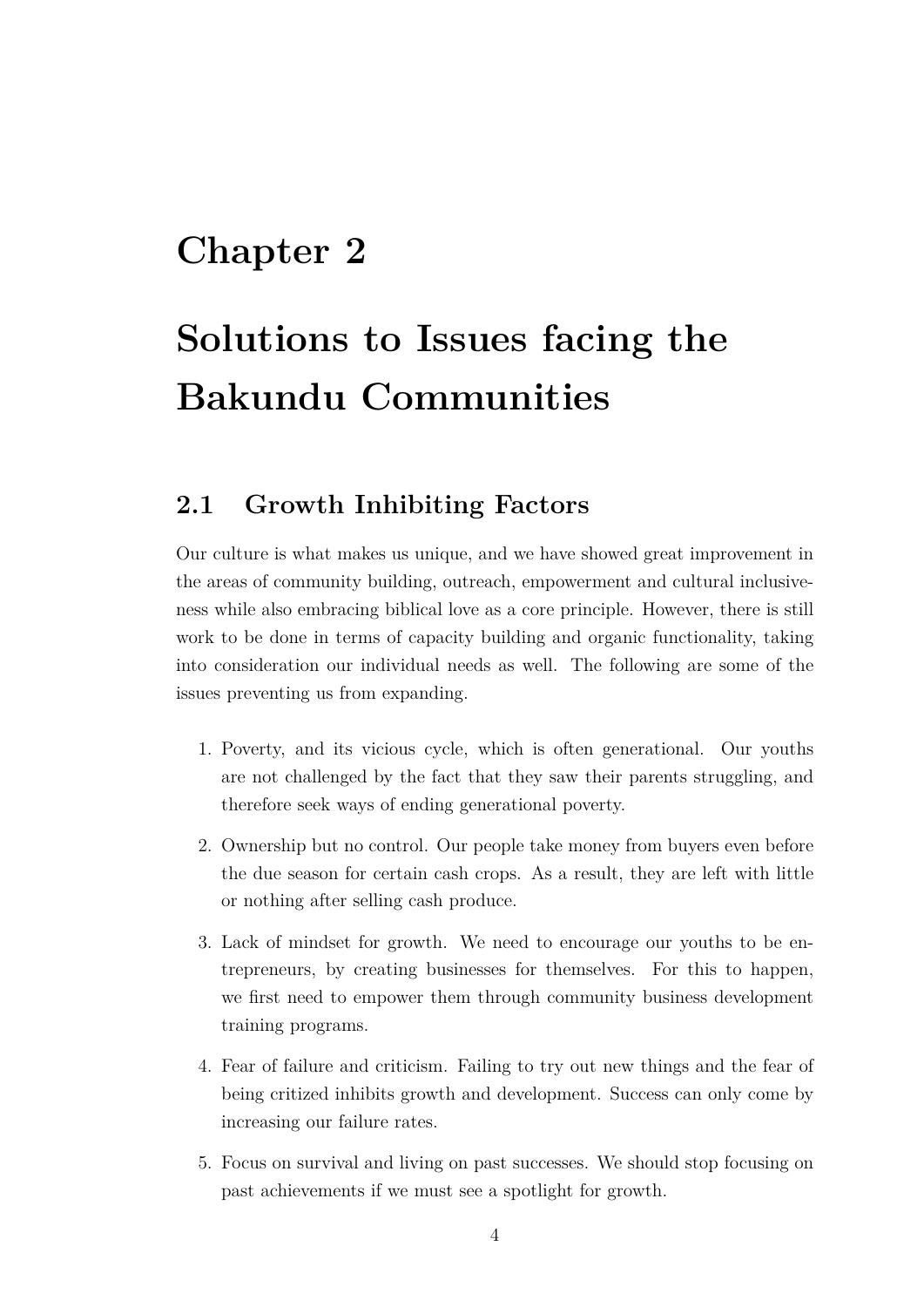# Chapter 2

# Solutions to Issues facing the Bakundu Communities

## 2.1 Growth Inhibiting Factors

Our culture is what makes us unique, and we have showed great improvement in the areas of community building, outreach, empowerment and cultural inclusiveness while also embracing biblical love as a core principle. However, there is still work to be done in terms of capacity building and organic functionality, taking into consideration our individual needs as well. The following are some of the issues preventing us from expanding.

1. Poverty, and its vicious cycle, which is often generational. Our youths are not challenged by the fact that they saw their parents struggling, and therefore seek ways of ending generational poverty.
2. Ownership but no control. Our people take money from buyers even before the due season for certain cash crops. As a result, they are left with little or nothing after selling cash produce.
3. Lack of mindset for growth. We need to encourage our youths to be entrepreneurs, by creating businesses for themselves. For this to happen, we first need to empower them through community business development training programs.
4. Fear of failure and criticism. Failing to try out new things and the fear of being critized inhibits growth and development. Success can only come by increasing our failure rates.
5. Focus on survival and living on past successes. We should stop focusing on past achievements if we must see a spotlight for growth.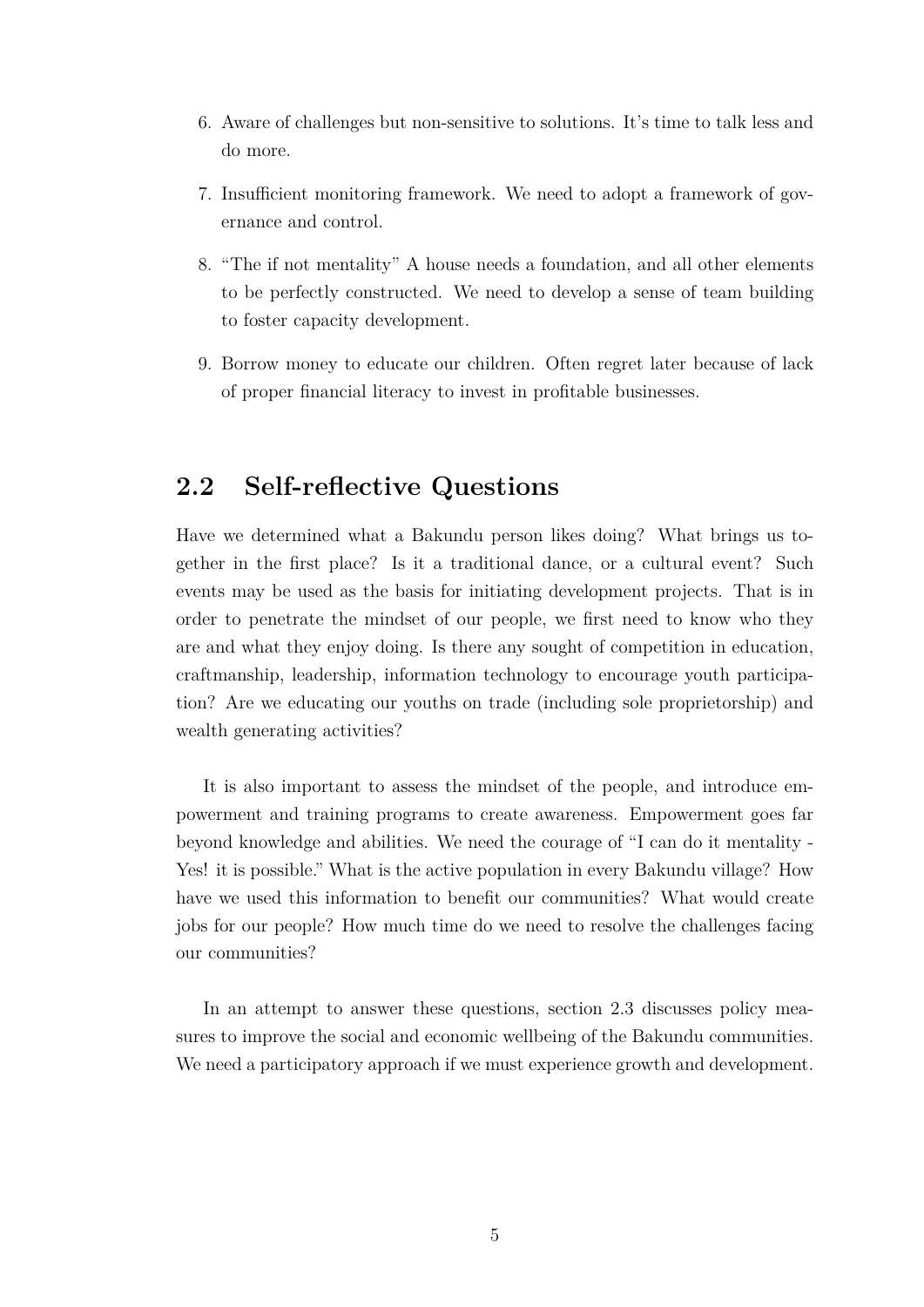6. Aware of challenges but non-sensitive to solutions. It's time to talk less and do more.

7. Insufficient monitoring framework. We need to adopt a framework of governance and control.

8. "The if not mentality" A house needs a foundation, and all other elements to be perfectly constructed. We need to develop a sense of team building to foster capacity development.

9. Borrow money to educate our children. Often regret later because of lack of proper financial literacy to invest in profitable businesses.

## 2.2 Self-reflective Questions

Have we determined what a Bakundu person likes doing? What brings us together in the first place? Is it a traditional dance, or a cultural event? Such events may be used as the basis for initiating development projects. That is in order to penetrate the mindset of our people, we first need to know who they are and what they enjoy doing. Is there any sought of competition in education, craftmanship, leadership, information technology to encourage youth participation? Are we educating our youths on trade (including sole proprietorship) and wealth generating activities?

It is also important to assess the mindset of the people, and introduce empowerment and training programs to create awareness. Empowerment goes far beyond knowledge and abilities. We need the courage of "I can do it mentality - Yes! it is possible." What is the active population in every Bakundu village? How have we used this information to benefit our communities? What would create jobs for our people? How much time do we need to resolve the challenges facing our communities?

In an attempt to answer these questions, section 2.3 discusses policy measures to improve the social and economic wellbeing of the Bakundu communities. We need a participatory approach if we must experience growth and development.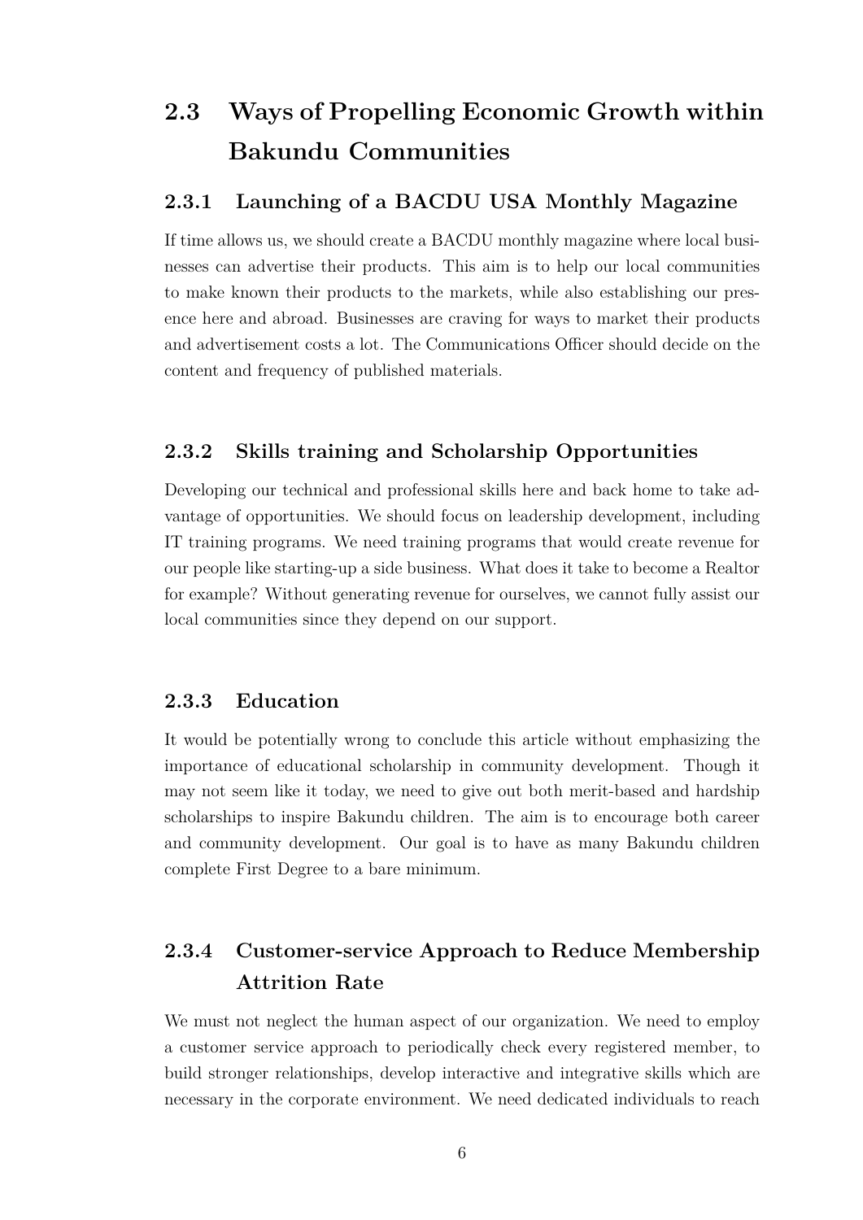## 2.3 Ways of Propelling Economic Growth within Bakundu Communities

### 2.3.1 Launching of a BACDU USA Monthly Magazine

If time allows us, we should create a BACDU monthly magazine where local businesses can advertise their products. This aim is to help our local communities to make known their products to the markets, while also establishing our presence here and abroad. Businesses are craving for ways to market their products and advertisement costs a lot. The Communications Officer should decide on the content and frequency of published materials.

### 2.3.2 Skills training and Scholarship Opportunities

Developing our technical and professional skills here and back home to take advantage of opportunities. We should focus on leadership development, including IT training programs. We need training programs that would create revenue for our people like starting-up a side business. What does it take to become a Realtor for example? Without generating revenue for ourselves, we cannot fully assist our local communities since they depend on our support.

### 2.3.3 Education

It would be potentially wrong to conclude this article without emphasizing the importance of educational scholarship in community development. Though it may not seem like it today, we need to give out both merit-based and hardship scholarships to inspire Bakundu children. The aim is to encourage both career and community development. Our goal is to have as many Bakundu children complete First Degree to a bare minimum.

### 2.3.4 Customer-service Approach to Reduce Membership Attrition Rate

We must not neglect the human aspect of our organization. We need to employ a customer service approach to periodically check every registered member, to build stronger relationships, develop interactive and integrative skills which are necessary in the corporate environment. We need dedicated individuals to reach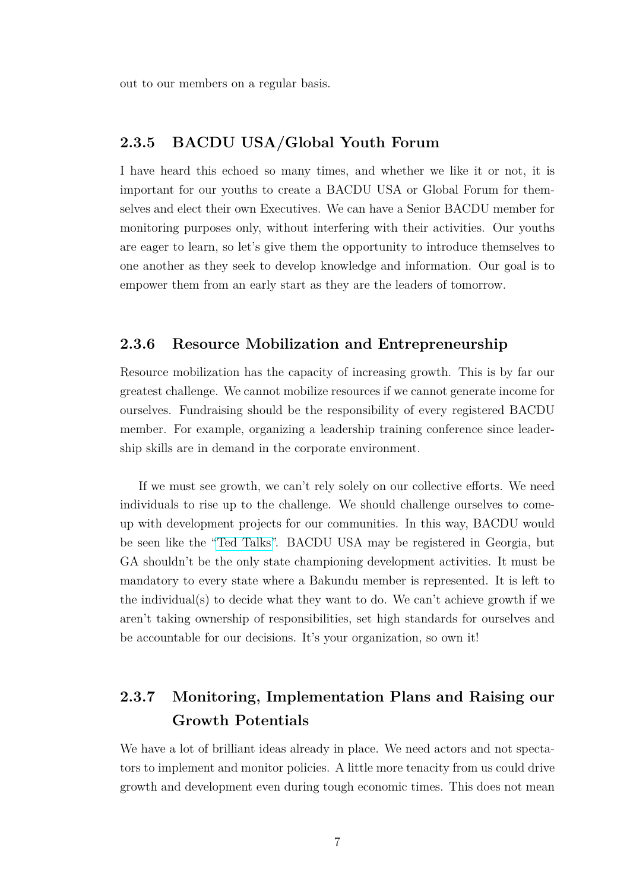out to our members on a regular basis.

### 2.3.5 BACDU USA/Global Youth Forum

I have heard this echoed so many times, and whether we like it or not, it is important for our youths to create a BACDU USA or Global Forum for themselves and elect their own Executives. We can have a Senior BACDU member for monitoring purposes only, without interfering with their activities. Our youths are eager to learn, so let's give them the opportunity to introduce themselves to one another as they seek to develop knowledge and information. Our goal is to empower them from an early start as they are the leaders of tomorrow.

### 2.3.6 Resource Mobilization and Entrepreneurship

Resource mobilization has the capacity of increasing growth. This is by far our greatest challenge. We cannot mobilize resources if we cannot generate income for ourselves. Fundraising should be the responsibility of every registered BACDU member. For example, organizing a leadership training conference since leadership skills are in demand in the corporate environment.

If we must see growth, we can't rely solely on our collective efforts. We need individuals to rise up to the challenge. We should challenge ourselves to come-up with development projects for our communities. In this way, BACDU would be seen like the "Ted Talks". BACDU USA may be registered in Georgia, but GA shouldn't be the only state championing development activities. It must be mandatory to every state where a Bakundu member is represented. It is left to the individual(s) to decide what they want to do. We can't achieve growth if we aren't taking ownership of responsibilities, set high standards for ourselves and be accountable for our decisions. It's your organization, so own it!

### 2.3.7 Monitoring, Implementation Plans and Raising our Growth Potentials

We have a lot of brilliant ideas already in place. We need actors and not spectators to implement and monitor policies. A little more tenacity from us could drive growth and development even during tough economic times. This does not mean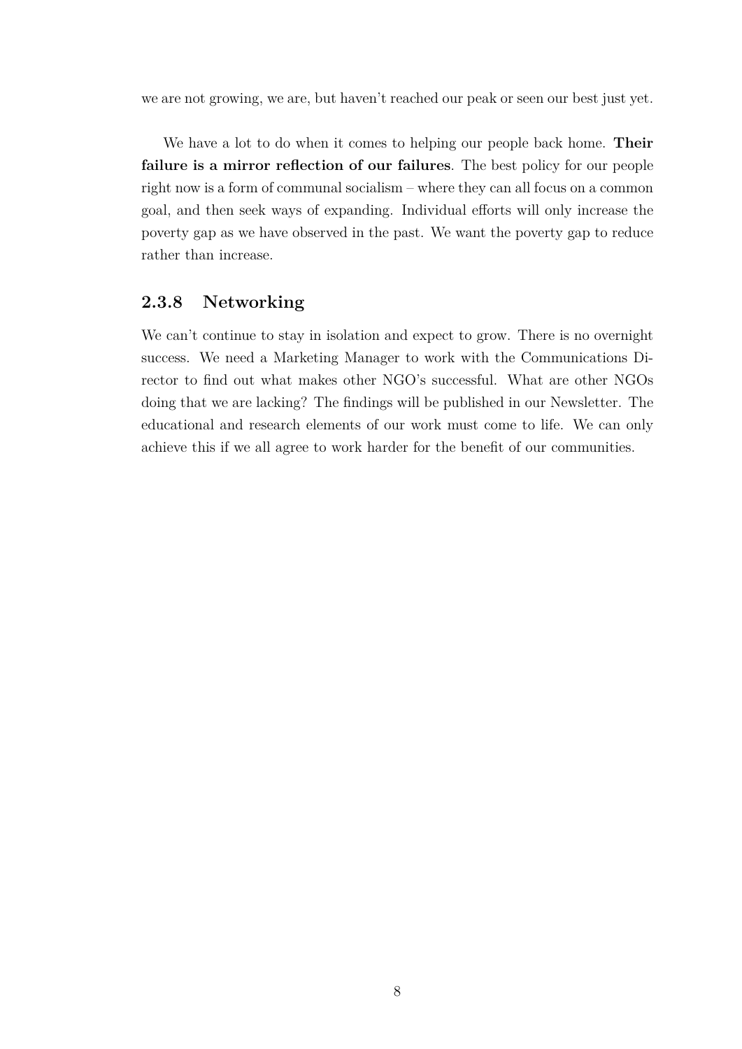we are not growing, we are, but haven't reached our peak or seen our best just yet.

We have a lot to do when it comes to helping our people back home. **Their failure is a mirror reflection of our failures**. The best policy for our people right now is a form of communal socialism – where they can all focus on a common goal, and then seek ways of expanding. Individual efforts will only increase the poverty gap as we have observed in the past. We want the poverty gap to reduce rather than increase.

### 2.3.8 Networking

We can't continue to stay in isolation and expect to grow. There is no overnight success. We need a Marketing Manager to work with the Communications Director to find out what makes other NGO's successful. What are other NGOs doing that we are lacking? The findings will be published in our Newsletter. The educational and research elements of our work must come to life. We can only achieve this if we all agree to work harder for the benefit of our communities.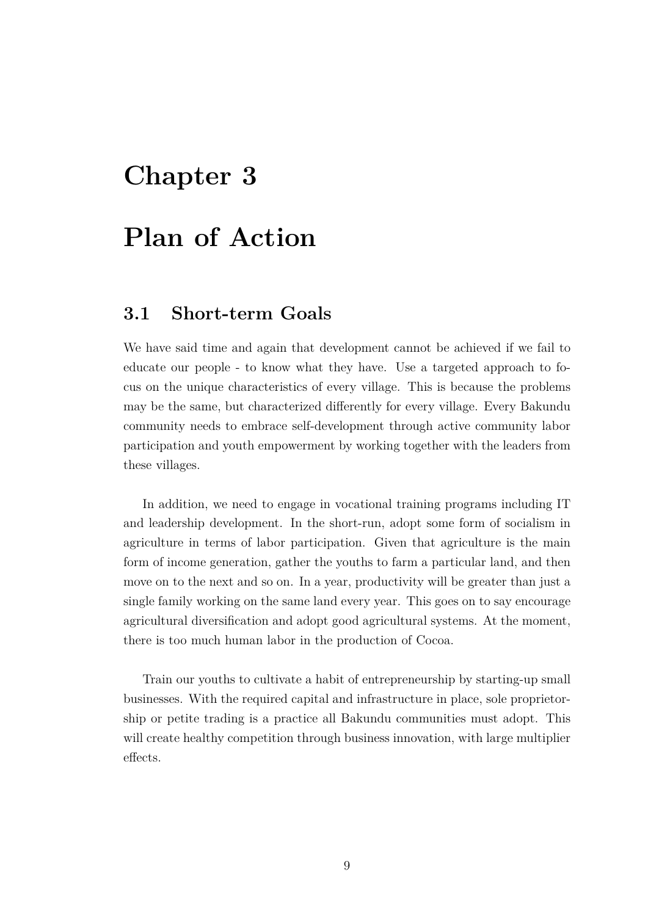# Chapter 3

# Plan of Action

## 3.1 Short-term Goals

We have said time and again that development cannot be achieved if we fail to educate our people - to know what they have. Use a targeted approach to focus on the unique characteristics of every village. This is because the problems may be the same, but characterized differently for every village. Every Bakundu community needs to embrace self-development through active community labor participation and youth empowerment by working together with the leaders from these villages.

In addition, we need to engage in vocational training programs including IT and leadership development. In the short-run, adopt some form of socialism in agriculture in terms of labor participation. Given that agriculture is the main form of income generation, gather the youths to farm a particular land, and then move on to the next and so on. In a year, productivity will be greater than just a single family working on the same land every year. This goes on to say encourage agricultural diversification and adopt good agricultural systems. At the moment, there is too much human labor in the production of Cocoa.

Train our youths to cultivate a habit of entrepreneurship by starting-up small businesses. With the required capital and infrastructure in place, sole proprietorship or petite trading is a practice all Bakundu communities must adopt. This will create healthy competition through business innovation, with large multiplier effects.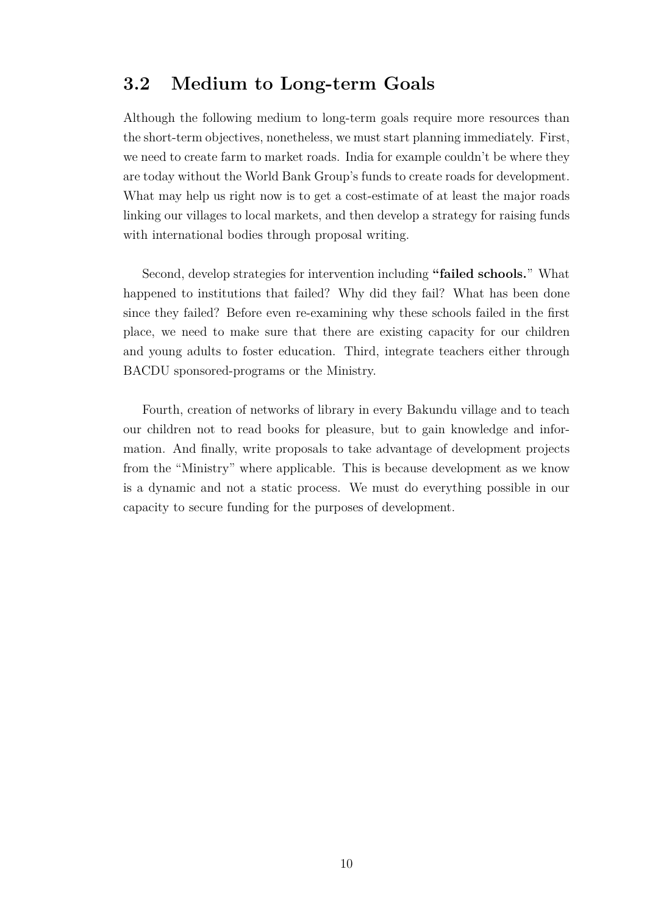## 3.2 Medium to Long-term Goals

Although the following medium to long-term goals require more resources than the short-term objectives, nonetheless, we must start planning immediately. First, we need to create farm to market roads. India for example couldn't be where they are today without the World Bank Group's funds to create roads for development. What may help us right now is to get a cost-estimate of at least the major roads linking our villages to local markets, and then develop a strategy for raising funds with international bodies through proposal writing.

Second, develop strategies for intervention including **"failed schools.**" What happened to institutions that failed? Why did they fail? What has been done since they failed? Before even re-examining why these schools failed in the first place, we need to make sure that there are existing capacity for our children and young adults to foster education. Third, integrate teachers either through BACDU sponsored-programs or the Ministry.

Fourth, creation of networks of library in every Bakundu village and to teach our children not to read books for pleasure, but to gain knowledge and information. And finally, write proposals to take advantage of development projects from the "Ministry" where applicable. This is because development as we know is a dynamic and not a static process. We must do everything possible in our capacity to secure funding for the purposes of development.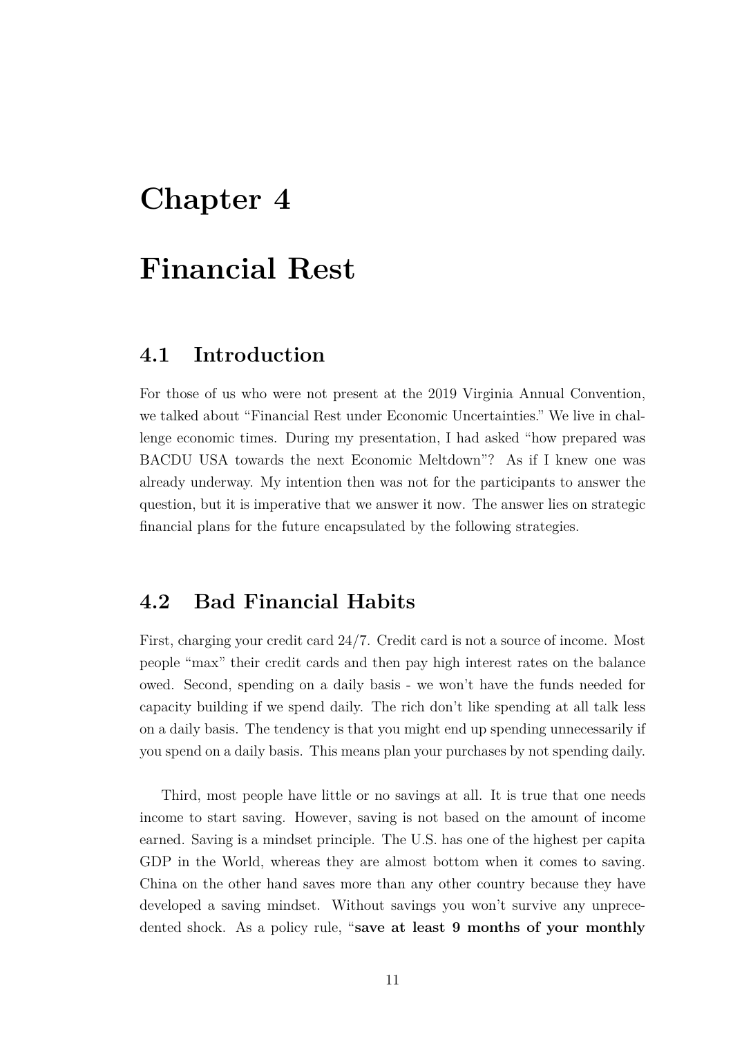# Chapter 4

# Financial Rest

## 4.1 Introduction

For those of us who were not present at the 2019 Virginia Annual Convention, we talked about "Financial Rest under Economic Uncertainties." We live in challenge economic times. During my presentation, I had asked "how prepared was BACDU USA towards the next Economic Meltdown"? As if I knew one was already underway. My intention then was not for the participants to answer the question, but it is imperative that we answer it now. The answer lies on strategic financial plans for the future encapsulated by the following strategies.

## 4.2 Bad Financial Habits

First, charging your credit card 24/7. Credit card is not a source of income. Most people "max" their credit cards and then pay high interest rates on the balance owed. Second, spending on a daily basis - we won't have the funds needed for capacity building if we spend daily. The rich don't like spending at all talk less on a daily basis. The tendency is that you might end up spending unnecessarily if you spend on a daily basis. This means plan your purchases by not spending daily.

Third, most people have little or no savings at all. It is true that one needs income to start saving. However, saving is not based on the amount of income earned. Saving is a mindset principle. The U.S. has one of the highest per capita GDP in the World, whereas they are almost bottom when it comes to saving. China on the other hand saves more than any other country because they have developed a saving mindset. Without savings you won't survive any unprecedented shock. As a policy rule, "**save at least 9 months of your monthly**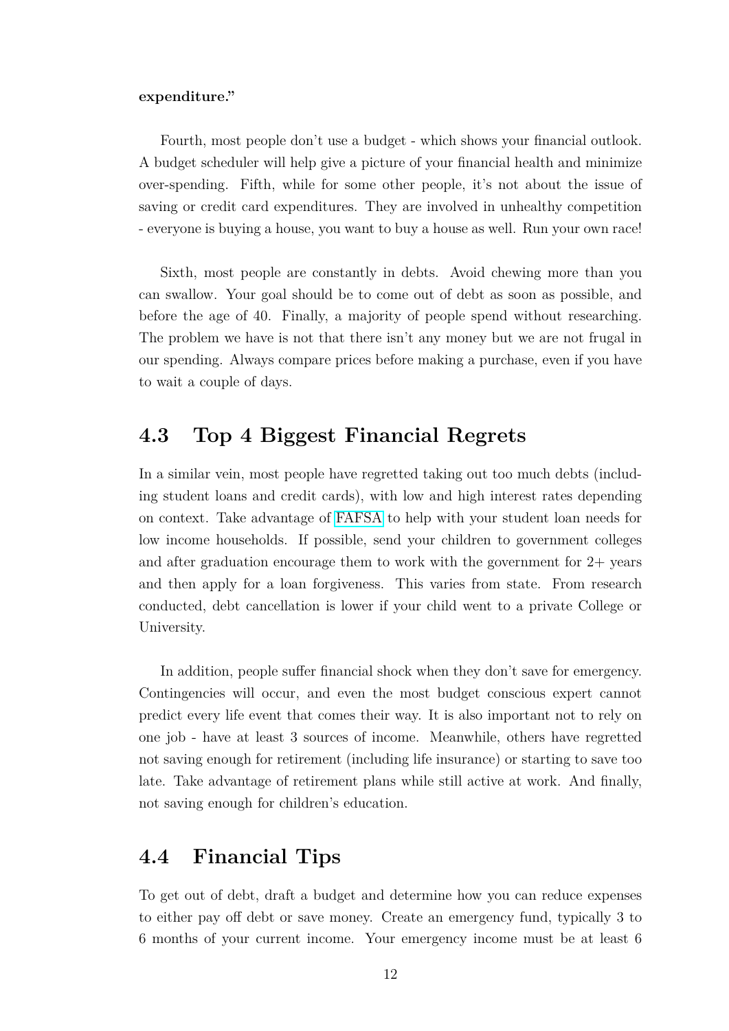**expenditure."**

Fourth, most people don't use a budget - which shows your financial outlook. A budget scheduler will help give a picture of your financial health and minimize over-spending. Fifth, while for some other people, it's not about the issue of saving or credit card expenditures. They are involved in unhealthy competition - everyone is buying a house, you want to buy a house as well. Run your own race!

Sixth, most people are constantly in debts. Avoid chewing more than you can swallow. Your goal should be to come out of debt as soon as possible, and before the age of 40. Finally, a majority of people spend without researching. The problem we have is not that there isn't any money but we are not frugal in our spending. Always compare prices before making a purchase, even if you have to wait a couple of days.

## 4.3 Top 4 Biggest Financial Regrets

In a similar vein, most people have regretted taking out too much debts (including student loans and credit cards), with low and high interest rates depending on context. Take advantage of FAFSA to help with your student loan needs for low income households. If possible, send your children to government colleges and after graduation encourage them to work with the government for 2+ years and then apply for a loan forgiveness. This varies from state. From research conducted, debt cancellation is lower if your child went to a private College or University.

In addition, people suffer financial shock when they don't save for emergency. Contingencies will occur, and even the most budget conscious expert cannot predict every life event that comes their way. It is also important not to rely on one job - have at least 3 sources of income. Meanwhile, others have regretted not saving enough for retirement (including life insurance) or starting to save too late. Take advantage of retirement plans while still active at work. And finally, not saving enough for children's education.

## 4.4 Financial Tips

To get out of debt, draft a budget and determine how you can reduce expenses to either pay off debt or save money. Create an emergency fund, typically 3 to 6 months of your current income. Your emergency income must be at least 6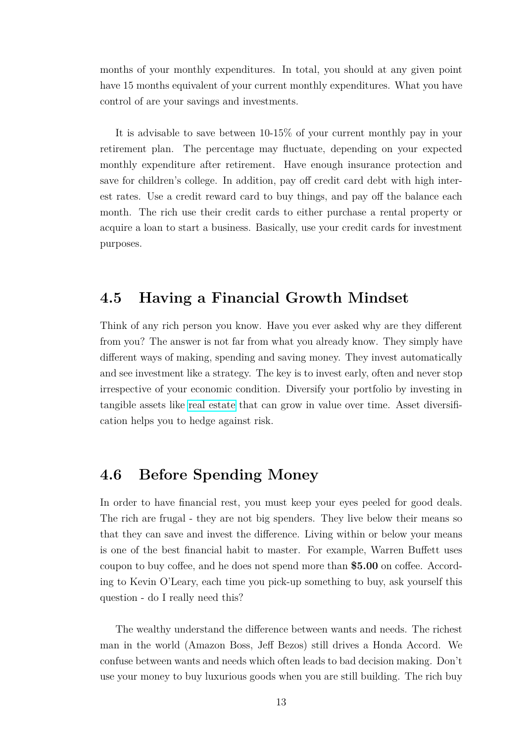months of your monthly expenditures. In total, you should at any given point have 15 months equivalent of your current monthly expenditures. What you have control of are your savings and investments.

It is advisable to save between 10-15% of your current monthly pay in your retirement plan. The percentage may fluctuate, depending on your expected monthly expenditure after retirement. Have enough insurance protection and save for children's college. In addition, pay off credit card debt with high interest rates. Use a credit reward card to buy things, and pay off the balance each month. The rich use their credit cards to either purchase a rental property or acquire a loan to start a business. Basically, use your credit cards for investment purposes.

## 4.5 Having a Financial Growth Mindset

Think of any rich person you know. Have you ever asked why are they different from you? The answer is not far from what you already know. They simply have different ways of making, spending and saving money. They invest automatically and see investment like a strategy. The key is to invest early, often and never stop irrespective of your economic condition. Diversify your portfolio by investing in tangible assets like real estate that can grow in value over time. Asset diversification helps you to hedge against risk.

## 4.6 Before Spending Money

In order to have financial rest, you must keep your eyes peeled for good deals. The rich are frugal - they are not big spenders. They live below their means so that they can save and invest the difference. Living within or below your means is one of the best financial habit to master. For example, Warren Buffett uses coupon to buy coffee, and he does not spend more than **$5.00** on coffee. According to Kevin O'Leary, each time you pick-up something to buy, ask yourself this question - do I really need this?

The wealthy understand the difference between wants and needs. The richest man in the world (Amazon Boss, Jeff Bezos) still drives a Honda Accord. We confuse between wants and needs which often leads to bad decision making. Don't use your money to buy luxurious goods when you are still building. The rich buy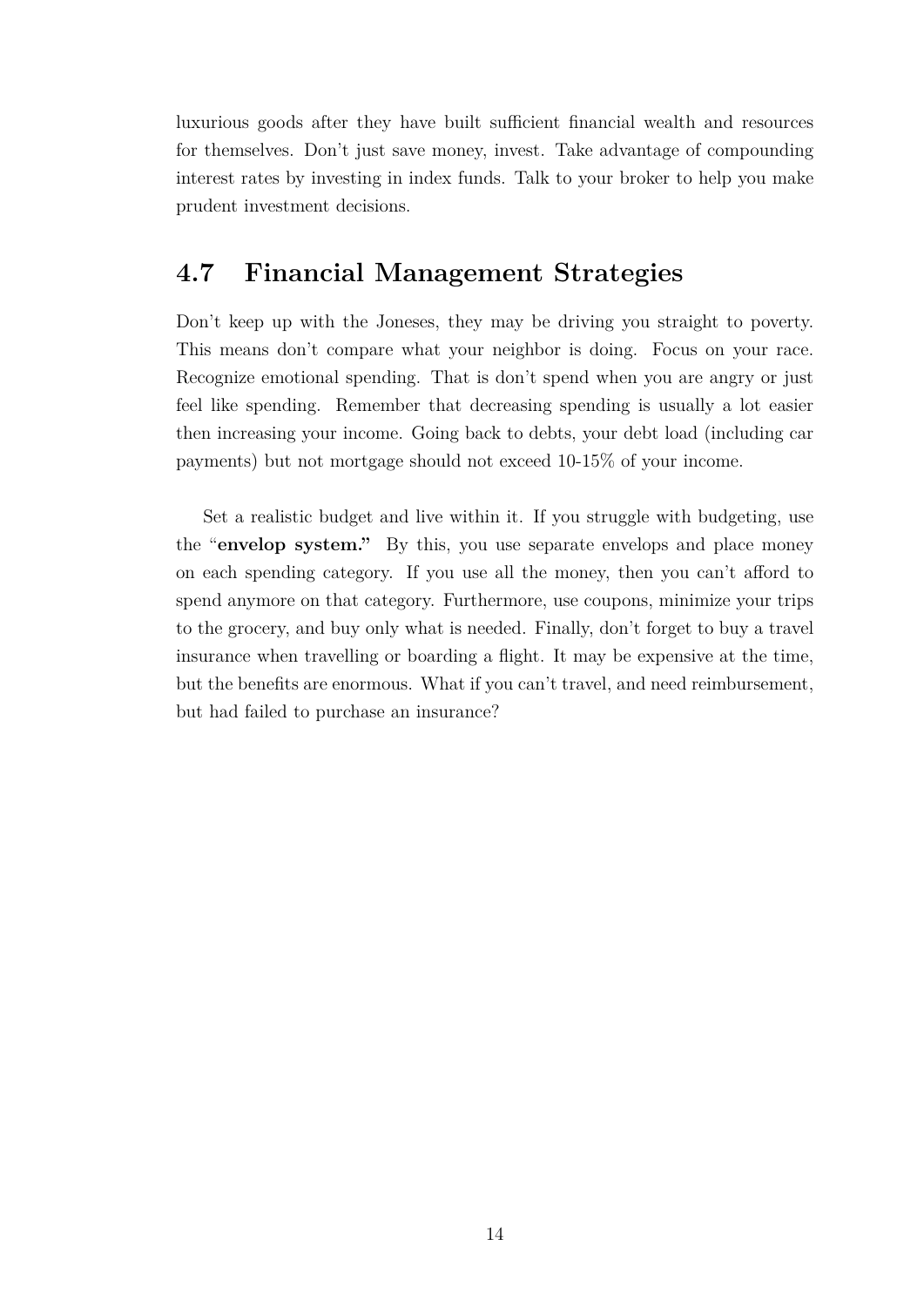luxurious goods after they have built sufficient financial wealth and resources for themselves. Don't just save money, invest. Take advantage of compounding interest rates by investing in index funds. Talk to your broker to help you make prudent investment decisions.

## 4.7 Financial Management Strategies

Don't keep up with the Joneses, they may be driving you straight to poverty. This means don't compare what your neighbor is doing. Focus on your race. Recognize emotional spending. That is don't spend when you are angry or just feel like spending. Remember that decreasing spending is usually a lot easier then increasing your income. Going back to debts, your debt load (including car payments) but not mortgage should not exceed 10-15% of your income.

Set a realistic budget and live within it. If you struggle with budgeting, use the "**envelop system.**" By this, you use separate envelops and place money on each spending category. If you use all the money, then you can't afford to spend anymore on that category. Furthermore, use coupons, minimize your trips to the grocery, and buy only what is needed. Finally, don't forget to buy a travel insurance when travelling or boarding a flight. It may be expensive at the time, but the benefits are enormous. What if you can't travel, and need reimbursement, but had failed to purchase an insurance?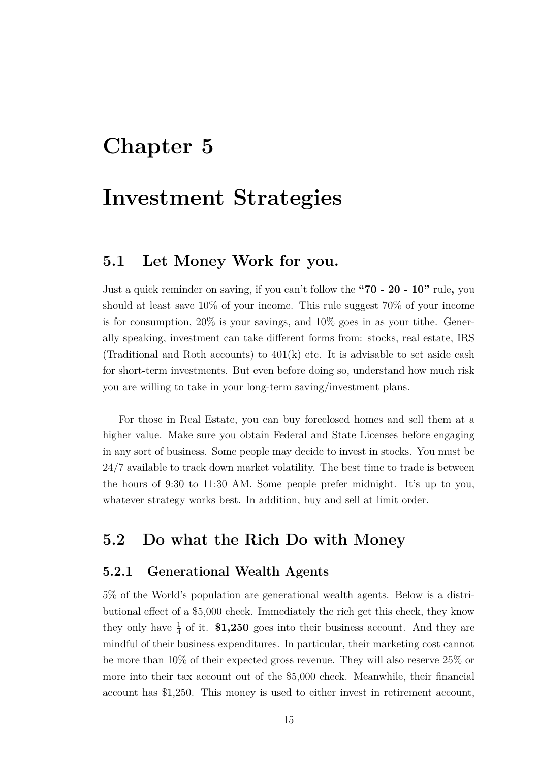# Chapter 5

# Investment Strategies

## 5.1 Let Money Work for you.

Just a quick reminder on saving, if you can't follow the **"70 - 20 - 10"** rule**,** you should at least save 10% of your income. This rule suggest 70% of your income is for consumption, 20% is your savings, and 10% goes in as your tithe. Generally speaking, investment can take different forms from: stocks, real estate, IRS (Traditional and Roth accounts) to 401(k) etc. It is advisable to set aside cash for short-term investments. But even before doing so, understand how much risk you are willing to take in your long-term saving/investment plans.

For those in Real Estate, you can buy foreclosed homes and sell them at a higher value. Make sure you obtain Federal and State Licenses before engaging in any sort of business. Some people may decide to invest in stocks. You must be 24/7 available to track down market volatility. The best time to trade is between the hours of 9:30 to 11:30 AM. Some people prefer midnight. It's up to you, whatever strategy works best. In addition, buy and sell at limit order.

## 5.2 Do what the Rich Do with Money

### 5.2.1 Generational Wealth Agents

5% of the World's population are generational wealth agents. Below is a distributional effect of a \$5,000 check. Immediately the rich get this check, they know they only have $\frac{1}{4}$ of it. **\$1,250** goes into their business account. And they are mindful of their business expenditures. In particular, their marketing cost cannot be more than 10% of their expected gross revenue. They will also reserve 25% or more into their tax account out of the \$5,000 check. Meanwhile, their financial account has \$1,250. This money is used to either invest in retirement account,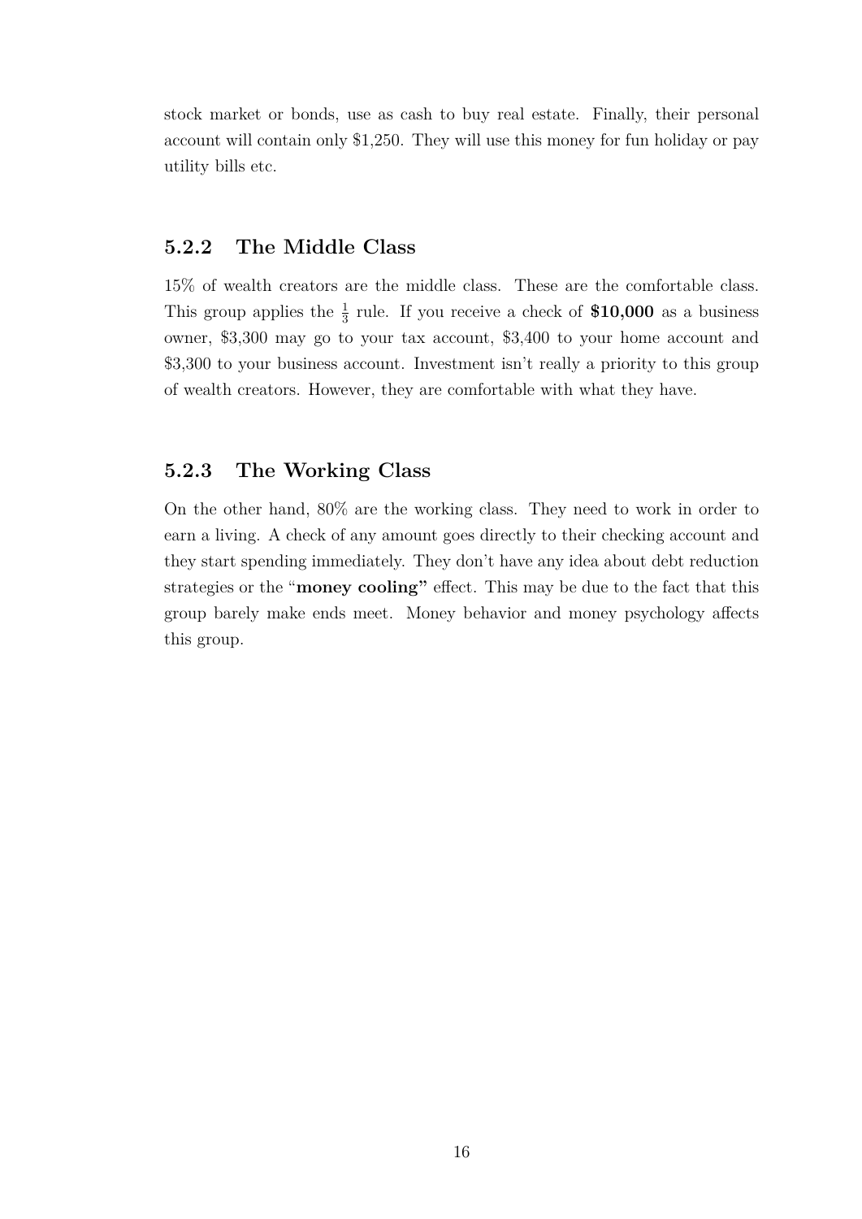stock market or bonds, use as cash to buy real estate. Finally, their personal account will contain only $1,250. They will use this money for fun holiday or pay utility bills etc.

### 5.2.2 The Middle Class

15% of wealth creators are the middle class. These are the comfortable class. This group applies the $\frac{1}{3}$ rule. If you receive a check of **$10,000** as a business owner, $3,300 may go to your tax account, $3,400 to your home account and $3,300 to your business account. Investment isn't really a priority to this group of wealth creators. However, they are comfortable with what they have.

### 5.2.3 The Working Class

On the other hand, 80% are the working class. They need to work in order to earn a living. A check of any amount goes directly to their checking account and they start spending immediately. They don't have any idea about debt reduction strategies or the "**money cooling"** effect. This may be due to the fact that this group barely make ends meet. Money behavior and money psychology affects this group.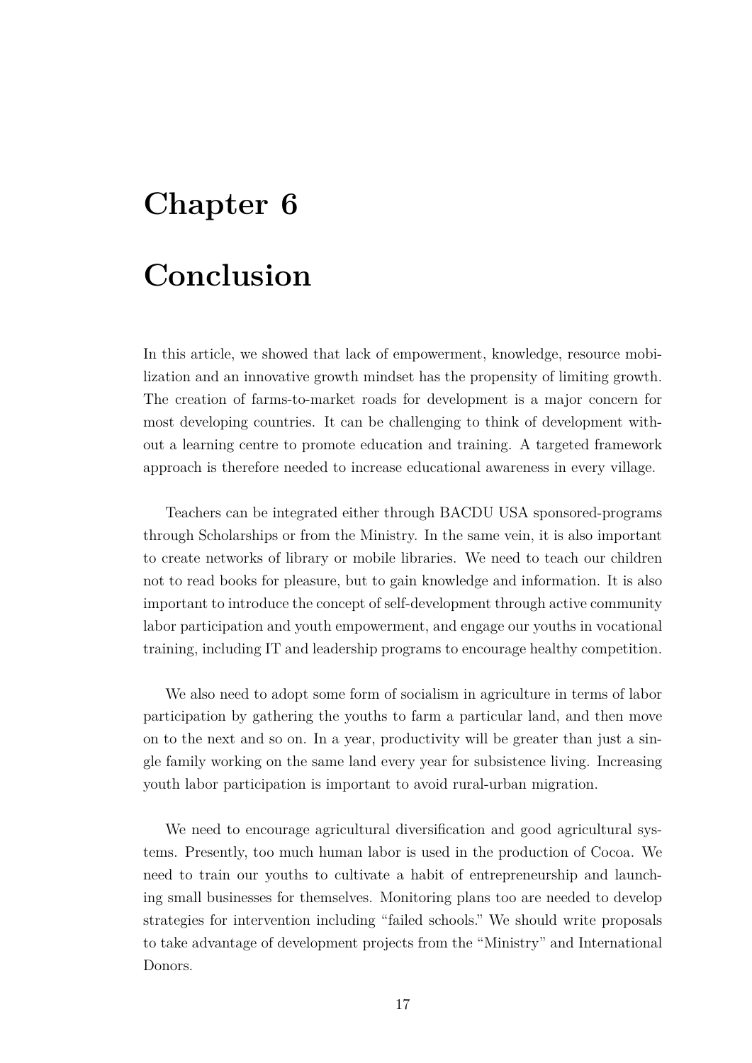# Chapter 6

# Conclusion

In this article, we showed that lack of empowerment, knowledge, resource mobilization and an innovative growth mindset has the propensity of limiting growth. The creation of farms-to-market roads for development is a major concern for most developing countries. It can be challenging to think of development without a learning centre to promote education and training. A targeted framework approach is therefore needed to increase educational awareness in every village.

Teachers can be integrated either through BACDU USA sponsored-programs through Scholarships or from the Ministry. In the same vein, it is also important to create networks of library or mobile libraries. We need to teach our children not to read books for pleasure, but to gain knowledge and information. It is also important to introduce the concept of self-development through active community labor participation and youth empowerment, and engage our youths in vocational training, including IT and leadership programs to encourage healthy competition.

We also need to adopt some form of socialism in agriculture in terms of labor participation by gathering the youths to farm a particular land, and then move on to the next and so on. In a year, productivity will be greater than just a single family working on the same land every year for subsistence living. Increasing youth labor participation is important to avoid rural-urban migration.

We need to encourage agricultural diversification and good agricultural systems. Presently, too much human labor is used in the production of Cocoa. We need to train our youths to cultivate a habit of entrepreneurship and launching small businesses for themselves. Monitoring plans too are needed to develop strategies for intervention including "failed schools." We should write proposals to take advantage of development projects from the "Ministry" and International Donors.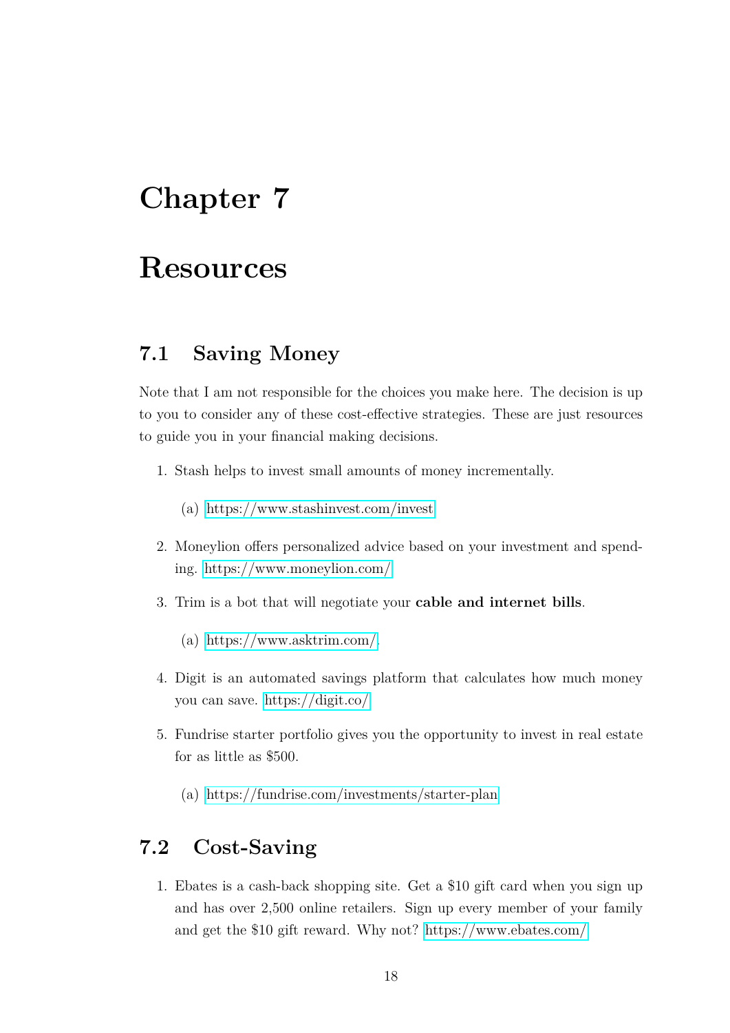# Chapter 7

# Resources

## 7.1 Saving Money

Note that I am not responsible for the choices you make here. The decision is up to you to consider any of these cost-effective strategies. These are just resources to guide you in your financial making decisions.

1. Stash helps to invest small amounts of money incrementally.

   (a) https://www.stashinvest.com/invest

2. Moneylion offers personalized advice based on your investment and spending. https://www.moneylion.com/

3. Trim is a bot that will negotiate your **cable and internet bills**.

   (a) https://www.asktrim.com/.

4. Digit is an automated savings platform that calculates how much money you can save. https://digit.co/

5. Fundrise starter portfolio gives you the opportunity to invest in real estate for as little as $500.

   (a) https://fundrise.com/investments/starter-plan

## 7.2 Cost-Saving

1. Ebates is a cash-back shopping site. Get a $10 gift card when you sign up and has over 2,500 online retailers. Sign up every member of your family and get the $10 gift reward. Why not? https://www.ebates.com/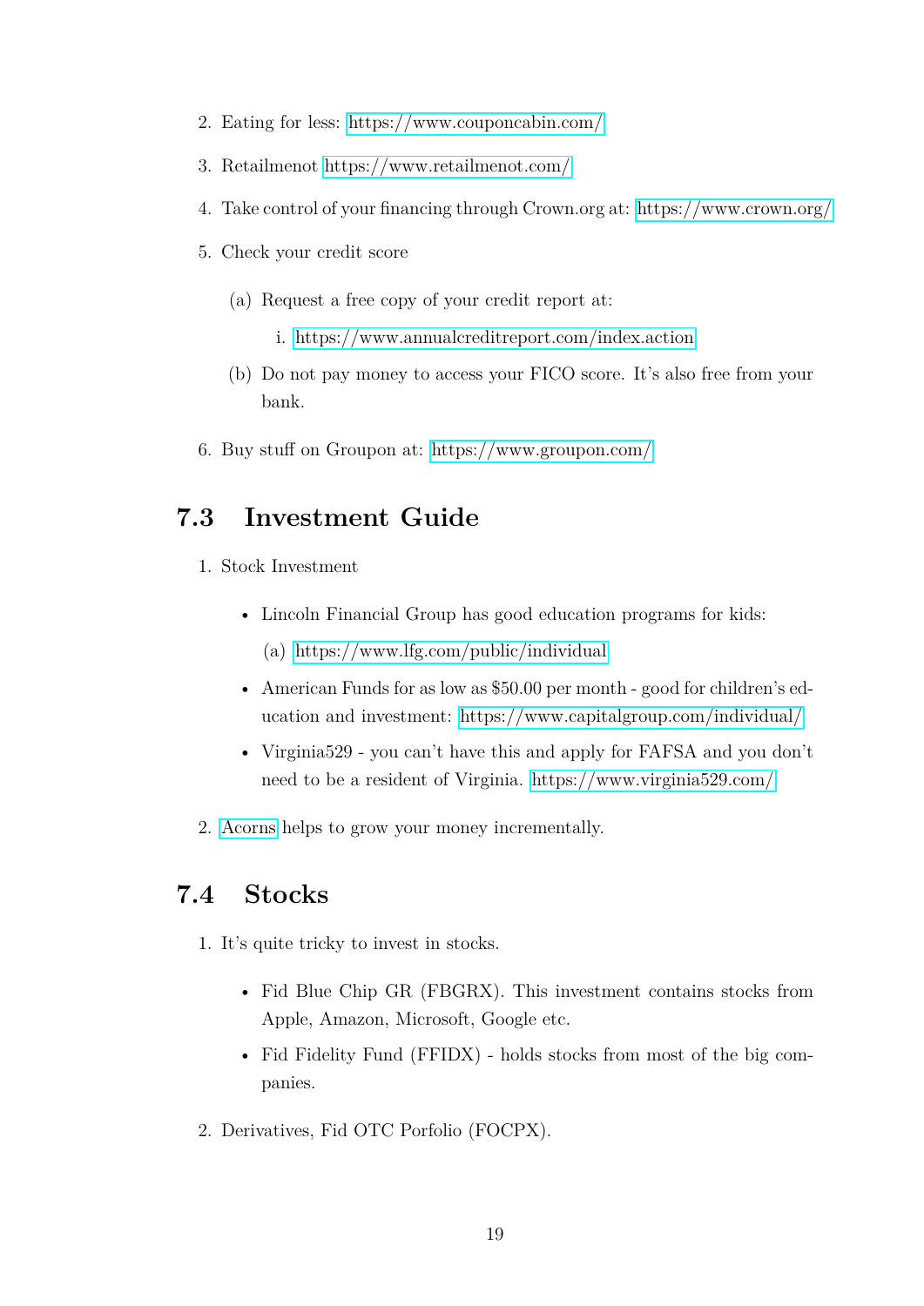2. Eating for less: https://www.couponcabin.com/
3. Retailmenot https://www.retailmenot.com/
4. Take control of your financing through Crown.org at: https://www.crown.org/
5. Check your credit score
   (a) Request a free copy of your credit report at:
      i. https://www.annualcreditreport.com/index.action
   (b) Do not pay money to access your FICO score. It's also free from your bank.
6. Buy stuff on Groupon at: https://www.groupon.com/

## 7.3 Investment Guide

1. Stock Investment
   - Lincoln Financial Group has good education programs for kids:
     (a) https://www.lfg.com/public/individual
   - American Funds for as low as $50.00 per month - good for children's education and investment: https://www.capitalgroup.com/individual/
   - Virginia529 - you can't have this and apply for FAFSA and you don't need to be a resident of Virginia. https://www.virginia529.com/
2. Acorns helps to grow your money incrementally.

## 7.4 Stocks

1. It's quite tricky to invest in stocks.
   - Fid Blue Chip GR (FBGRX). This investment contains stocks from Apple, Amazon, Microsoft, Google etc.
   - Fid Fidelity Fund (FFIDX) - holds stocks from most of the big companies.
2. Derivatives, Fid OTC Porfolio (FOCPX).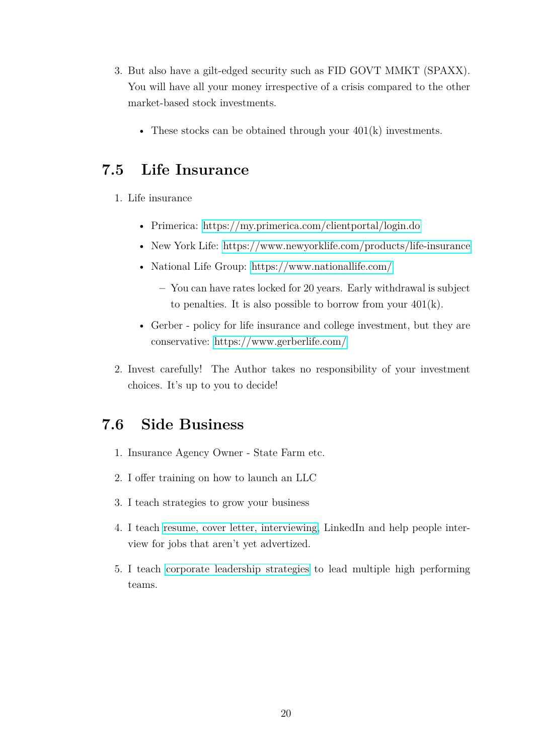3. But also have a gilt-edged security such as FID GOVT MMKT (SPAXX). You will have all your money irrespective of a crisis compared to the other market-based stock investments.

   - These stocks can be obtained through your 401(k) investments.

## 7.5 Life Insurance

1. Life insurance

   - Primerica: https://my.primerica.com/clientportal/login.do
   - New York Life: https://www.newyorklife.com/products/life-insurance
   - National Life Group: https://www.nationallife.com/
     - You can have rates locked for 20 years. Early withdrawal is subject to penalties. It is also possible to borrow from your 401(k).
   - Gerber - policy for life insurance and college investment, but they are conservative: https://www.gerberlife.com/

2. Invest carefully! The Author takes no responsibility of your investment choices. It's up to you to decide!

## 7.6 Side Business

1. Insurance Agency Owner - State Farm etc.

2. I offer training on how to launch an LLC

3. I teach strategies to grow your business

4. I teach resume, cover letter, interviewing, LinkedIn and help people interview for jobs that aren't yet advertized.

5. I teach corporate leadership strategies to lead multiple high performing teams.